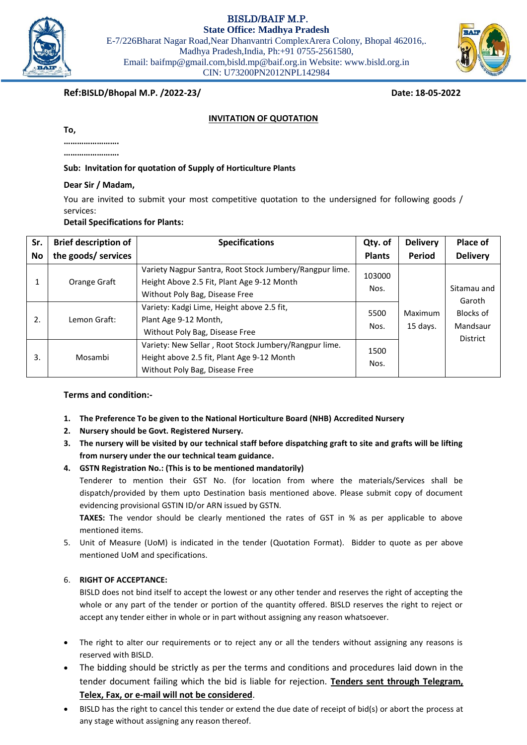# BISLD/BAIF M.P.

**State Office: Madhya Pradesh**

E-7/226Bharat Nagar Road,Near Dhanvantri ComplexArera Colony, Bhopal 462016,. Madhya Pradesh,India, Ph:+91 0755-2561580,
Email: baifmp@gmail.com,bisld.mp@baif.org.in Website: www.bisld.org.in
CIN: U73200PN2012NPL142984

**Ref:BISLD/Bhopal M.P. /2022-23/** **Date: 18-05-2022**

## INVITATION OF QUOTATION

**To,**

**……………………**

**……………………**

**Sub: Invitation for quotation of Supply of Horticulture Plants**

**Dear Sir / Madam,**

You are invited to submit your most competitive quotation to the undersigned for following goods / services:

**Detail Specifications for Plants:**

| Sr. No | Brief description of the goods/ services | Specifications | Qty. of Plants | Delivery Period | Place of Delivery |
|---|---|---|---|---|---|
| 1 | Orange Graft | Variety Nagpur Santra, Root Stock Jumbery/Rangpur lime. Height Above 2.5 Fit, Plant Age 9-12 Month Without Poly Bag, Disease Free | 103000 Nos. | Maximum 15 days. | Sitamau and Garoth Blocks of Mandsaur District |
| 2. | Lemon Graft: | Variety: Kadgi Lime, Height above 2.5 fit, Plant Age 9-12 Month, Without Poly Bag, Disease Free | 5500 Nos. | | |
| 3. | Mosambi | Variety: New Sellar , Root Stock Jumbery/Rangpur lime. Height above 2.5 fit, Plant Age 9-12 Month Without Poly Bag, Disease Free | 1500 Nos. | | |

**Terms and condition:-**

1. **The Preference To be given to the National Horticulture Board (NHB) Accredited Nursery**
2. **Nursery should be Govt. Registered Nursery.**
3. **The nursery will be visited by our technical staff before dispatching graft to site and grafts will be lifting from nursery under the our technical team guidance.**
4. **GSTN Registration No.: (This is to be mentioned mandatorily)**
   Tenderer to mention their GST No. (for location from where the materials/Services shall be dispatch/provided by them upto Destination basis mentioned above. Please submit copy of document evidencing provisional GSTIN ID/or ARN issued by GSTN.
   **TAXES:** The vendor should be clearly mentioned the rates of GST in % as per applicable to above mentioned items.
5. Unit of Measure (UoM) is indicated in the tender (Quotation Format). Bidder to quote as per above mentioned UoM and specifications.
6. **RIGHT OF ACCEPTANCE:**
   BISLD does not bind itself to accept the lowest or any other tender and reserves the right of accepting the whole or any part of the tender or portion of the quantity offered. BISLD reserves the right to reject or accept any tender either in whole or in part without assigning any reason whatsoever.

- The right to alter our requirements or to reject any or all the tenders without assigning any reasons is reserved with BISLD.
- The bidding should be strictly as per the terms and conditions and procedures laid down in the tender document failing which the bid is liable for rejection. **Tenders sent through Telegram, Telex, Fax, or e-mail will not be considered**.
- BISLD has the right to cancel this tender or extend the due date of receipt of bid(s) or abort the process at any stage without assigning any reason thereof.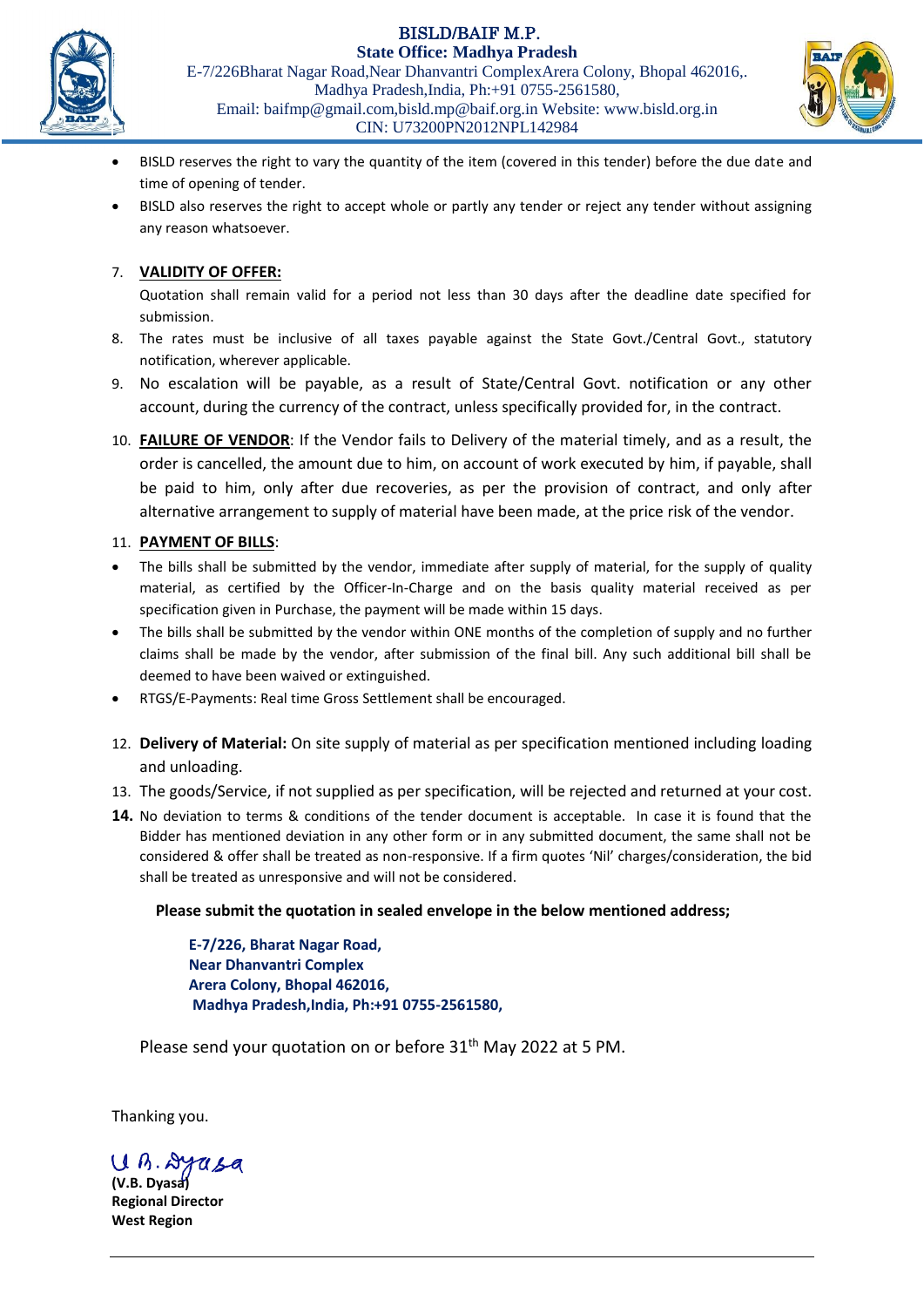- BISLD reserves the right to vary the quantity of the item (covered in this tender) before the due date and time of opening of tender.
- BISLD also reserves the right to accept whole or partly any tender or reject any tender without assigning any reason whatsoever.

7. **VALIDITY OF OFFER:**
   Quotation shall remain valid for a period not less than 30 days after the deadline date specified for submission.
8. The rates must be inclusive of all taxes payable against the State Govt./Central Govt., statutory notification, wherever applicable.
9. No escalation will be payable, as a result of State/Central Govt. notification or any other account, during the currency of the contract, unless specifically provided for, in the contract.
10. **FAILURE OF VENDOR**: If the Vendor fails to Delivery of the material timely, and as a result, the order is cancelled, the amount due to him, on account of work executed by him, if payable, shall be paid to him, only after due recoveries, as per the provision of contract, and only after alternative arrangement to supply of material have been made, at the price risk of the vendor.
11. **PAYMENT OF BILLS**:
    - The bills shall be submitted by the vendor, immediate after supply of material, for the supply of quality material, as certified by the Officer-In-Charge and on the basis quality material received as per specification given in Purchase, the payment will be made within 15 days.
    - The bills shall be submitted by the vendor within ONE months of the completion of supply and no further claims shall be made by the vendor, after submission of the final bill. Any such additional bill shall be deemed to have been waived or extinguished.
    - RTGS/E-Payments: Real time Gross Settlement shall be encouraged.
12. **Delivery of Material:** On site supply of material as per specification mentioned including loading and unloading.
13. The goods/Service, if not supplied as per specification, will be rejected and returned at your cost.
14. No deviation to terms & conditions of the tender document is acceptable. In case it is found that the Bidder has mentioned deviation in any other form or in any submitted document, the same shall not be considered & offer shall be treated as non-responsive. If a firm quotes 'Nil' charges/consideration, the bid shall be treated as unresponsive and will not be considered.

**Please submit the quotation in sealed envelope in the below mentioned address;**

**E-7/226, Bharat Nagar Road,**
**Near Dhanvantri Complex**
**Arera Colony, Bhopal 462016,**
**Madhya Pradesh,India, Ph:+91 0755-2561580,**

Please send your quotation on or before 31st May 2022 at 5 PM.

Thanking you.

V.B. Dyasa

**(V.B. Dyasa)**
**Regional Director**
**West Region**